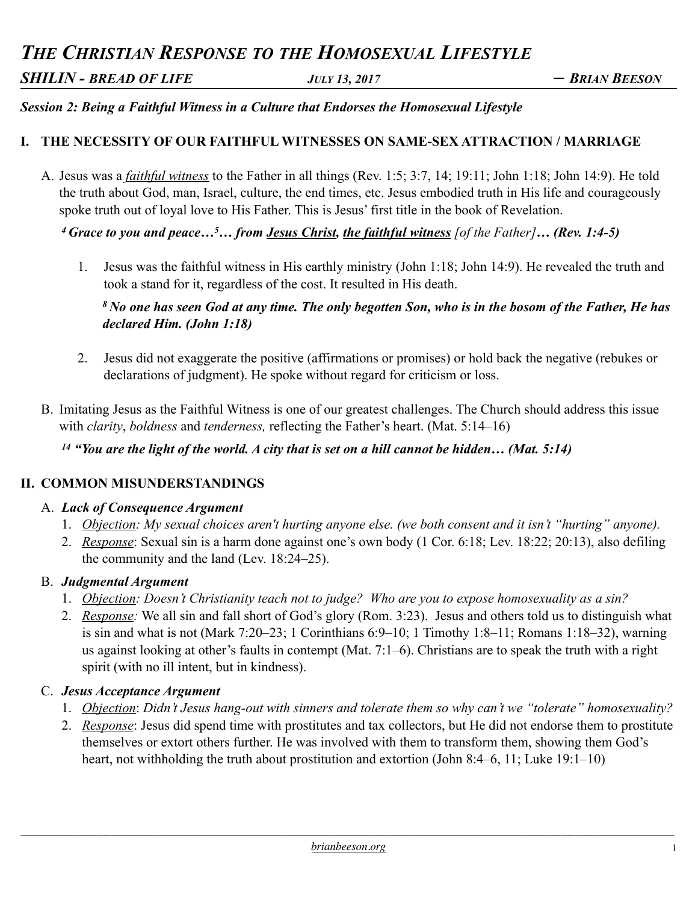# *THE CHRISTIAN RESPONSE TO THE HOMOSEXUAL LIFESTYLE*

***SHILIN - BREAD OF LIFE*** ***JULY 13, 2017*** ***— BRIAN BEESON***

***Session 2: Being a Faithful Witness in a Culture that Endorses the Homosexual Lifestyle***

## I. THE NECESSITY OF OUR FAITHFUL WITNESSES ON SAME-SEX ATTRACTION / MARRIAGE

A. Jesus was a ***faithful witness*** to the Father in all things (Rev. 1:5; 3:7, 14; 19:11; John 1:18; John 14:9). He told the truth about God, man, Israel, culture, the end times, etc. Jesus embodied truth in His life and courageously spoke truth out of loyal love to His Father. This is Jesus' first title in the book of Revelation.

***[4] Grace to you and peace…[5]… from Jesus Christ, the faithful witness** [of the Father]**… (Rev. 1:4-5)***

1. Jesus was the faithful witness in His earthly ministry (John 1:18; John 14:9). He revealed the truth and took a stand for it, regardless of the cost. It resulted in His death.

   ***[8] No one has seen God at any time. The only begotten Son, who is in the bosom of the Father, He has declared Him. (John 1:18)***

2. Jesus did not exaggerate the positive (affirmations or promises) or hold back the negative (rebukes or declarations of judgment). He spoke without regard for criticism or loss.

B. Imitating Jesus as the Faithful Witness is one of our greatest challenges. The Church should address this issue with *clarity*, *boldness* and *tenderness,* reflecting the Father's heart. (Mat. 5:14–16)

***[14] "You are the light of the world. A city that is set on a hill cannot be hidden… (Mat. 5:14)***

## II. COMMON MISUNDERSTANDINGS

A. ***Lack of Consequence Argument***

1. *Objection: My sexual choices aren't hurting anyone else. (we both consent and it isn't "hurting" anyone).*
2. *Response*: Sexual sin is a harm done against one's own body (1 Cor. 6:18; Lev. 18:22; 20:13), also defiling the community and the land (Lev. 18:24–25).

B. ***Judgmental Argument***

1. *Objection: Doesn't Christianity teach not to judge? Who are you to expose homosexuality as a sin?*
2. *Response:* We all sin and fall short of God's glory (Rom. 3:23). Jesus and others told us to distinguish what is sin and what is not (Mark 7:20–23; 1 Corinthians 6:9–10; 1 Timothy 1:8–11; Romans 1:18–32), warning us against looking at other's faults in contempt (Mat. 7:1–6). Christians are to speak the truth with a right spirit (with no ill intent, but in kindness).

C. ***Jesus Acceptance Argument***

1. *Objection: Didn't Jesus hang-out with sinners and tolerate them so why can't we "tolerate" homosexuality?*
2. *Response*: Jesus did spend time with prostitutes and tax collectors, but He did not endorse them to prostitute themselves or extort others further. He was involved with them to transform them, showing them God's heart, not withholding the truth about prostitution and extortion (John 8:4–6, 11; Luke 19:1–10)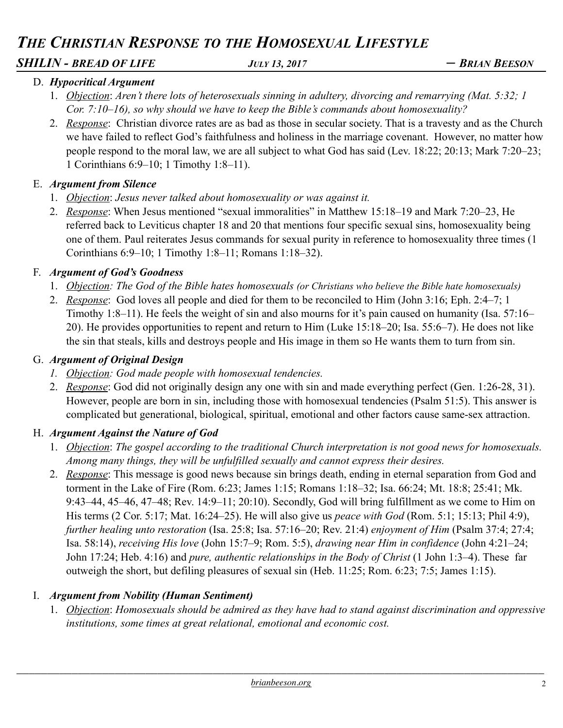### D. ***Hypocritical Argument***

1. <u>*Objection*</u>: *Aren't there lots of heterosexuals sinning in adultery, divorcing and remarrying (Mat. 5:32; 1 Cor. 7:10–16), so why should we have to keep the Bible's commands about homosexuality?*
2. <u>*Response*</u>: Christian divorce rates are as bad as those in secular society. That is a travesty and as the Church we have failed to reflect God's faithfulness and holiness in the marriage covenant. However, no matter how people respond to the moral law, we are all subject to what God has said (Lev. 18:22; 20:13; Mark 7:20–23; 1 Corinthians 6:9–10; 1 Timothy 1:8–11).

### E. ***Argument from Silence***

1. <u>*Objection*</u>: *Jesus never talked about homosexuality or was against it.*
2. <u>*Response*</u>: When Jesus mentioned "sexual immoralities" in Matthew 15:18–19 and Mark 7:20–23, He referred back to Leviticus chapter 18 and 20 that mentions four specific sexual sins, homosexuality being one of them. Paul reiterates Jesus commands for sexual purity in reference to homosexuality three times (1 Corinthians 6:9–10; 1 Timothy 1:8–11; Romans 1:18–32).

### F. ***Argument of God's Goodness***

1. <u>*Objection*</u>: *The God of the Bible hates homosexuals (or Christians who believe the Bible hate homosexuals)*
2. <u>*Response*</u>: God loves all people and died for them to be reconciled to Him (John 3:16; Eph. 2:4–7; 1 Timothy 1:8–11). He feels the weight of sin and also mourns for it's pain caused on humanity (Isa. 57:16–20). He provides opportunities to repent and return to Him (Luke 15:18–20; Isa. 55:6–7). He does not like the sin that steals, kills and destroys people and His image in them so He wants them to turn from sin.

### G. ***Argument of Original Design***

1. <u>*Objection*</u>: *God made people with homosexual tendencies.*
2. <u>*Response*</u>: God did not originally design any one with sin and made everything perfect (Gen. 1:26-28, 31). However, people are born in sin, including those with homosexual tendencies (Psalm 51:5). This answer is complicated but generational, biological, spiritual, emotional and other factors cause same-sex attraction.

### H. ***Argument Against the Nature of God***

1. <u>*Objection*</u>: *The gospel according to the traditional Church interpretation is not good news for homosexuals. Among many things, they will be unfulfilled sexually and cannot express their desires.*
2. <u>*Response*</u>: This message is good news because sin brings death, ending in eternal separation from God and torment in the Lake of Fire (Rom. 6:23; James 1:15; Romans 1:18–32; Isa. 66:24; Mt. 18:8; 25:41; Mk. 9:43–44, 45–46, 47–48; Rev. 14:9–11; 20:10). Secondly, God will bring fulfillment as we come to Him on His terms (2 Cor. 5:17; Mat. 16:24–25). He will also give us *peace with God* (Rom. 5:1; 15:13; Phil 4:9), *further healing unto restoration* (Isa. 25:8; Isa. 57:16–20; Rev. 21:4) *enjoyment of Him* (Psalm 37:4; 27:4; Isa. 58:14), *receiving His love* (John 15:7–9; Rom. 5:5), *drawing near Him in confidence* (John 4:21–24; John 17:24; Heb. 4:16) and *pure, authentic relationships in the Body of Christ* (1 John 1:3–4). These far outweigh the short, but defiling pleasures of sexual sin (Heb. 11:25; Rom. 6:23; 7:5; James 1:15).

### I. ***Argument from Nobility (Human Sentiment)***

1. <u>*Objection*</u>: *Homosexuals should be admired as they have had to stand against discrimination and oppressive institutions, some times at great relational, emotional and economic cost.*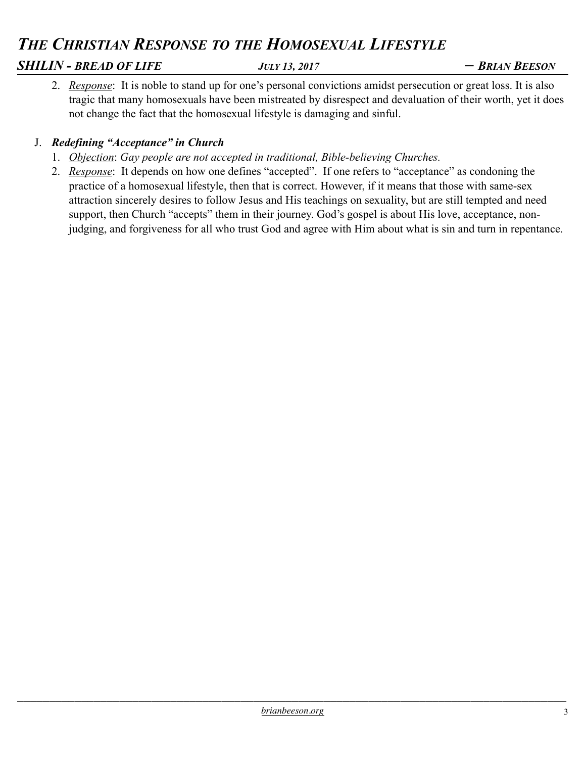2. *Response*: It is noble to stand up for one's personal convictions amidst persecution or great loss. It is also tragic that many homosexuals have been mistreated by disrespect and devaluation of their worth, yet it does not change the fact that the homosexual lifestyle is damaging and sinful.

J. ***Redefining "Acceptance" in Church***

1. *Objection*: *Gay people are not accepted in traditional, Bible-believing Churches.*
2. *Response*: It depends on how one defines "accepted". If one refers to "acceptance" as condoning the practice of a homosexual lifestyle, then that is correct. However, if it means that those with same-sex attraction sincerely desires to follow Jesus and His teachings on sexuality, but are still tempted and need support, then Church "accepts" them in their journey. God's gospel is about His love, acceptance, non-judging, and forgiveness for all who trust God and agree with Him about what is sin and turn in repentance.